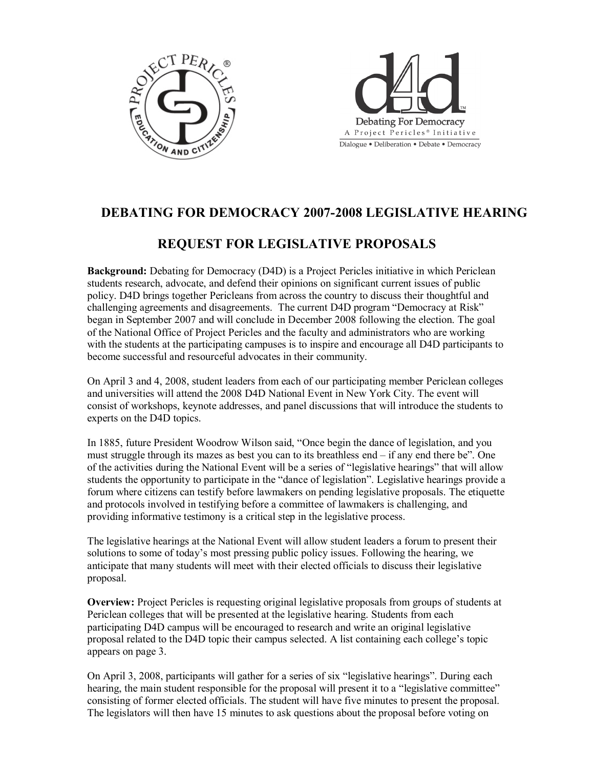# DEBATING FOR DEMOCRACY 2007-2008 LEGISLATIVE HEARING

## REQUEST FOR LEGISLATIVE PROPOSALS

**Background:** Debating for Democracy (D4D) is a Project Pericles initiative in which Periclean students research, advocate, and defend their opinions on significant current issues of public policy. D4D brings together Pericleans from across the country to discuss their thoughtful and challenging agreements and disagreements. The current D4D program "Democracy at Risk" began in September 2007 and will conclude in December 2008 following the election. The goal of the National Office of Project Pericles and the faculty and administrators who are working with the students at the participating campuses is to inspire and encourage all D4D participants to become successful and resourceful advocates in their community.

On April 3 and 4, 2008, student leaders from each of our participating member Periclean colleges and universities will attend the 2008 D4D National Event in New York City. The event will consist of workshops, keynote addresses, and panel discussions that will introduce the students to experts on the D4D topics.

In 1885, future President Woodrow Wilson said, "Once begin the dance of legislation, and you must struggle through its mazes as best you can to its breathless end – if any end there be". One of the activities during the National Event will be a series of "legislative hearings" that will allow students the opportunity to participate in the "dance of legislation". Legislative hearings provide a forum where citizens can testify before lawmakers on pending legislative proposals. The etiquette and protocols involved in testifying before a committee of lawmakers is challenging, and providing informative testimony is a critical step in the legislative process.

The legislative hearings at the National Event will allow student leaders a forum to present their solutions to some of today's most pressing public policy issues. Following the hearing, we anticipate that many students will meet with their elected officials to discuss their legislative proposal.

**Overview:** Project Pericles is requesting original legislative proposals from groups of students at Periclean colleges that will be presented at the legislative hearing. Students from each participating D4D campus will be encouraged to research and write an original legislative proposal related to the D4D topic their campus selected. A list containing each college's topic appears on page 3.

On April 3, 2008, participants will gather for a series of six "legislative hearings". During each hearing, the main student responsible for the proposal will present it to a "legislative committee" consisting of former elected officials. The student will have five minutes to present the proposal. The legislators will then have 15 minutes to ask questions about the proposal before voting on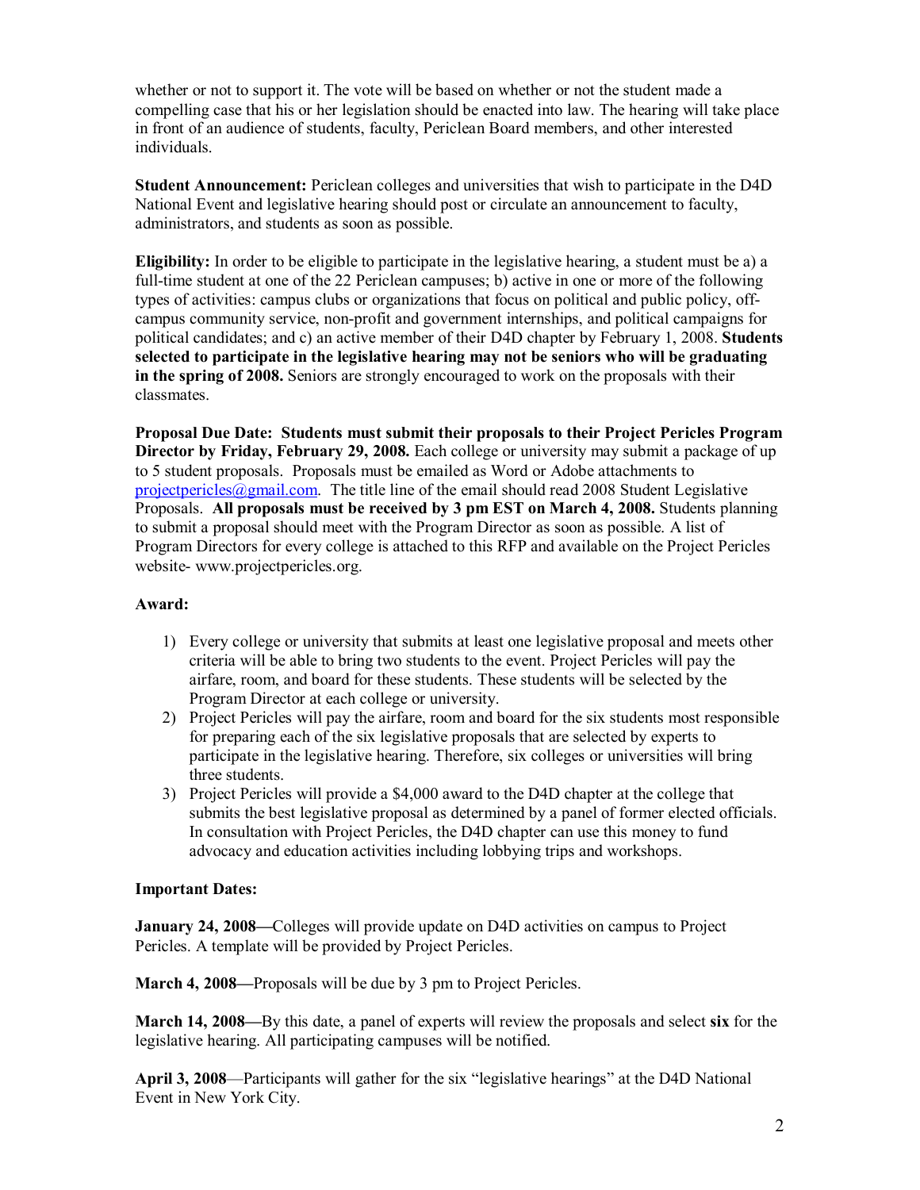whether or not to support it. The vote will be based on whether or not the student made a compelling case that his or her legislation should be enacted into law. The hearing will take place in front of an audience of students, faculty, Periclean Board members, and other interested individuals.

**Student Announcement:** Periclean colleges and universities that wish to participate in the D4D National Event and legislative hearing should post or circulate an announcement to faculty, administrators, and students as soon as possible.

**Eligibility:** In order to be eligible to participate in the legislative hearing, a student must be a) a full-time student at one of the 22 Periclean campuses; b) active in one or more of the following types of activities: campus clubs or organizations that focus on political and public policy, off-campus community service, non-profit and government internships, and political campaigns for political candidates; and c) an active member of their D4D chapter by February 1, 2008. **Students selected to participate in the legislative hearing may not be seniors who will be graduating in the spring of 2008.** Seniors are strongly encouraged to work on the proposals with their classmates.

**Proposal Due Date: Students must submit their proposals to their Project Pericles Program Director by Friday, February 29, 2008.** Each college or university may submit a package of up to 5 student proposals. Proposals must be emailed as Word or Adobe attachments to projectpericles@gmail.com. The title line of the email should read 2008 Student Legislative Proposals. **All proposals must be received by 3 pm EST on March 4, 2008.** Students planning to submit a proposal should meet with the Program Director as soon as possible. A list of Program Directors for every college is attached to this RFP and available on the Project Pericles website- www.projectpericles.org.

**Award:**

1) Every college or university that submits at least one legislative proposal and meets other criteria will be able to bring two students to the event. Project Pericles will pay the airfare, room, and board for these students. These students will be selected by the Program Director at each college or university.
2) Project Pericles will pay the airfare, room and board for the six students most responsible for preparing each of the six legislative proposals that are selected by experts to participate in the legislative hearing. Therefore, six colleges or universities will bring three students.
3) Project Pericles will provide a $4,000 award to the D4D chapter at the college that submits the best legislative proposal as determined by a panel of former elected officials. In consultation with Project Pericles, the D4D chapter can use this money to fund advocacy and education activities including lobbying trips and workshops.

**Important Dates:**

**January 24, 2008—**Colleges will provide update on D4D activities on campus to Project Pericles. A template will be provided by Project Pericles.

**March 4, 2008—**Proposals will be due by 3 pm to Project Pericles.

**March 14, 2008—**By this date, a panel of experts will review the proposals and select **six** for the legislative hearing. All participating campuses will be notified.

**April 3, 2008**—Participants will gather for the six "legislative hearings" at the D4D National Event in New York City.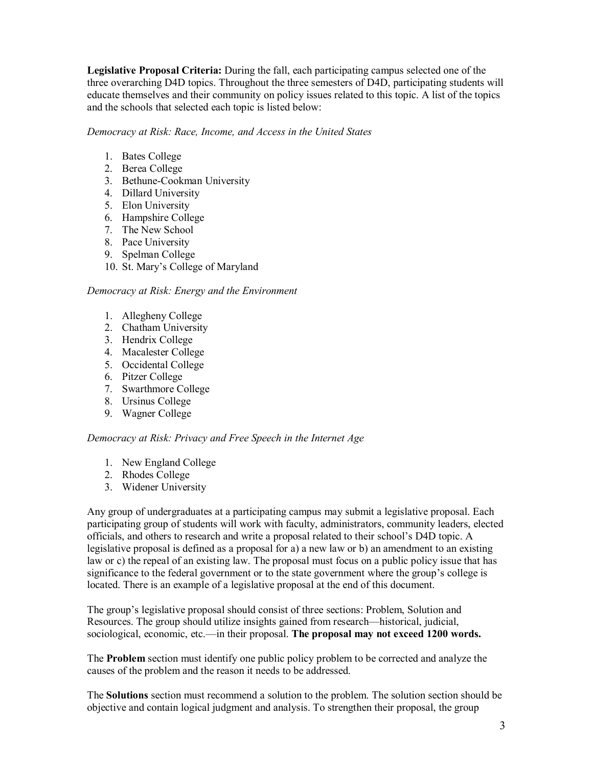**Legislative Proposal Criteria:** During the fall, each participating campus selected one of the three overarching D4D topics. Throughout the three semesters of D4D, participating students will educate themselves and their community on policy issues related to this topic. A list of the topics and the schools that selected each topic is listed below:

*Democracy at Risk: Race, Income, and Access in the United States*

1. Bates College
2. Berea College
3. Bethune-Cookman University
4. Dillard University
5. Elon University
6. Hampshire College
7. The New School
8. Pace University
9. Spelman College
10. St. Mary's College of Maryland

*Democracy at Risk: Energy and the Environment*

1. Allegheny College
2. Chatham University
3. Hendrix College
4. Macalester College
5. Occidental College
6. Pitzer College
7. Swarthmore College
8. Ursinus College
9. Wagner College

*Democracy at Risk: Privacy and Free Speech in the Internet Age*

1. New England College
2. Rhodes College
3. Widener University

Any group of undergraduates at a participating campus may submit a legislative proposal. Each participating group of students will work with faculty, administrators, community leaders, elected officials, and others to research and write a proposal related to their school's D4D topic. A legislative proposal is defined as a proposal for a) a new law or b) an amendment to an existing law or c) the repeal of an existing law. The proposal must focus on a public policy issue that has significance to the federal government or to the state government where the group's college is located. There is an example of a legislative proposal at the end of this document.

The group's legislative proposal should consist of three sections: Problem, Solution and Resources. The group should utilize insights gained from research—historical, judicial, sociological, economic, etc.—in their proposal. **The proposal may not exceed 1200 words.**

The **Problem** section must identify one public policy problem to be corrected and analyze the causes of the problem and the reason it needs to be addressed.

The **Solutions** section must recommend a solution to the problem. The solution section should be objective and contain logical judgment and analysis. To strengthen their proposal, the group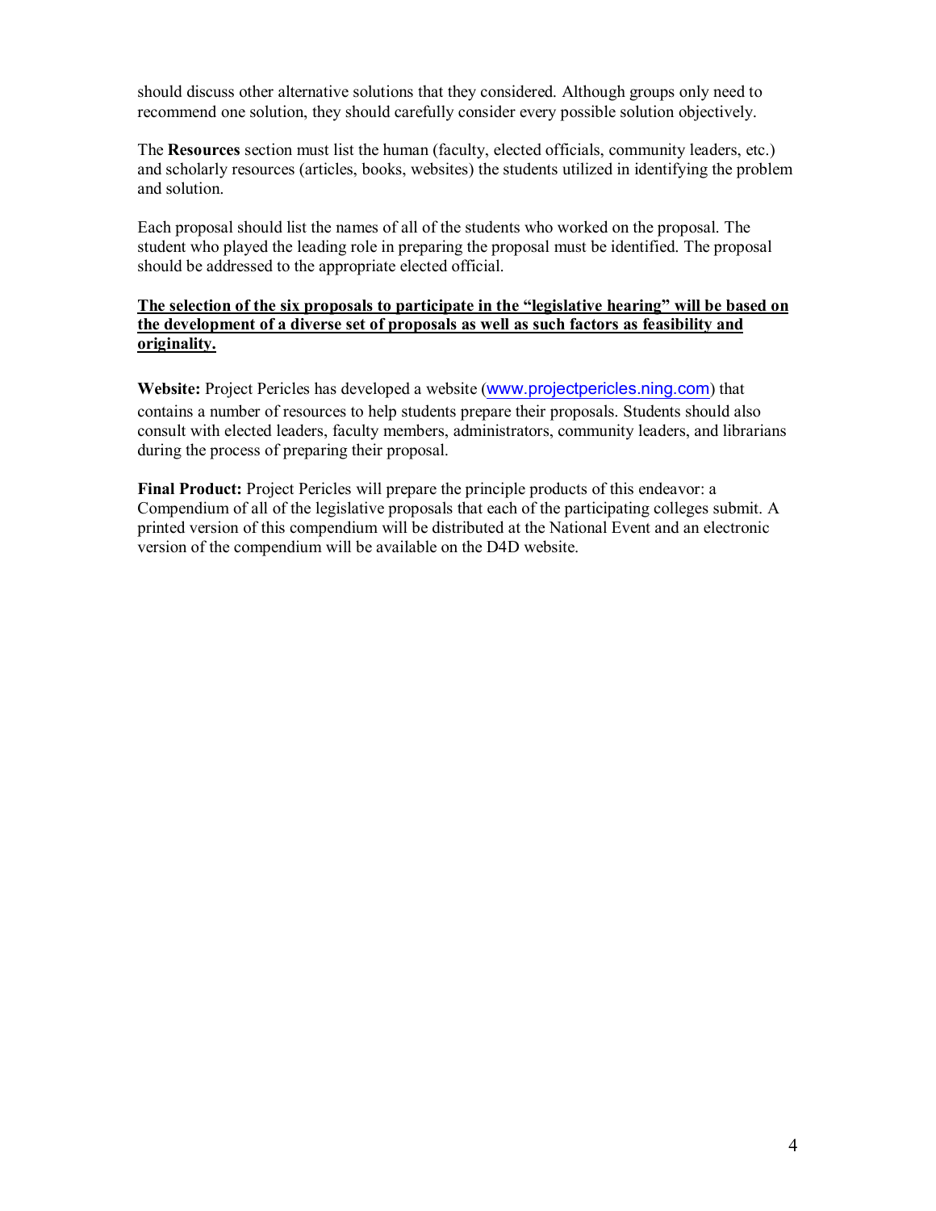should discuss other alternative solutions that they considered. Although groups only need to recommend one solution, they should carefully consider every possible solution objectively.

The **Resources** section must list the human (faculty, elected officials, community leaders, etc.) and scholarly resources (articles, books, websites) the students utilized in identifying the problem and solution.

Each proposal should list the names of all of the students who worked on the proposal. The student who played the leading role in preparing the proposal must be identified. The proposal should be addressed to the appropriate elected official.

**The selection of the six proposals to participate in the "legislative hearing" will be based on the development of a diverse set of proposals as well as such factors as feasibility and originality.**

**Website:** Project Pericles has developed a website (www.projectpericles.ning.com) that contains a number of resources to help students prepare their proposals. Students should also consult with elected leaders, faculty members, administrators, community leaders, and librarians during the process of preparing their proposal.

**Final Product:** Project Pericles will prepare the principle products of this endeavor: a Compendium of all of the legislative proposals that each of the participating colleges submit. A printed version of this compendium will be distributed at the National Event and an electronic version of the compendium will be available on the D4D website.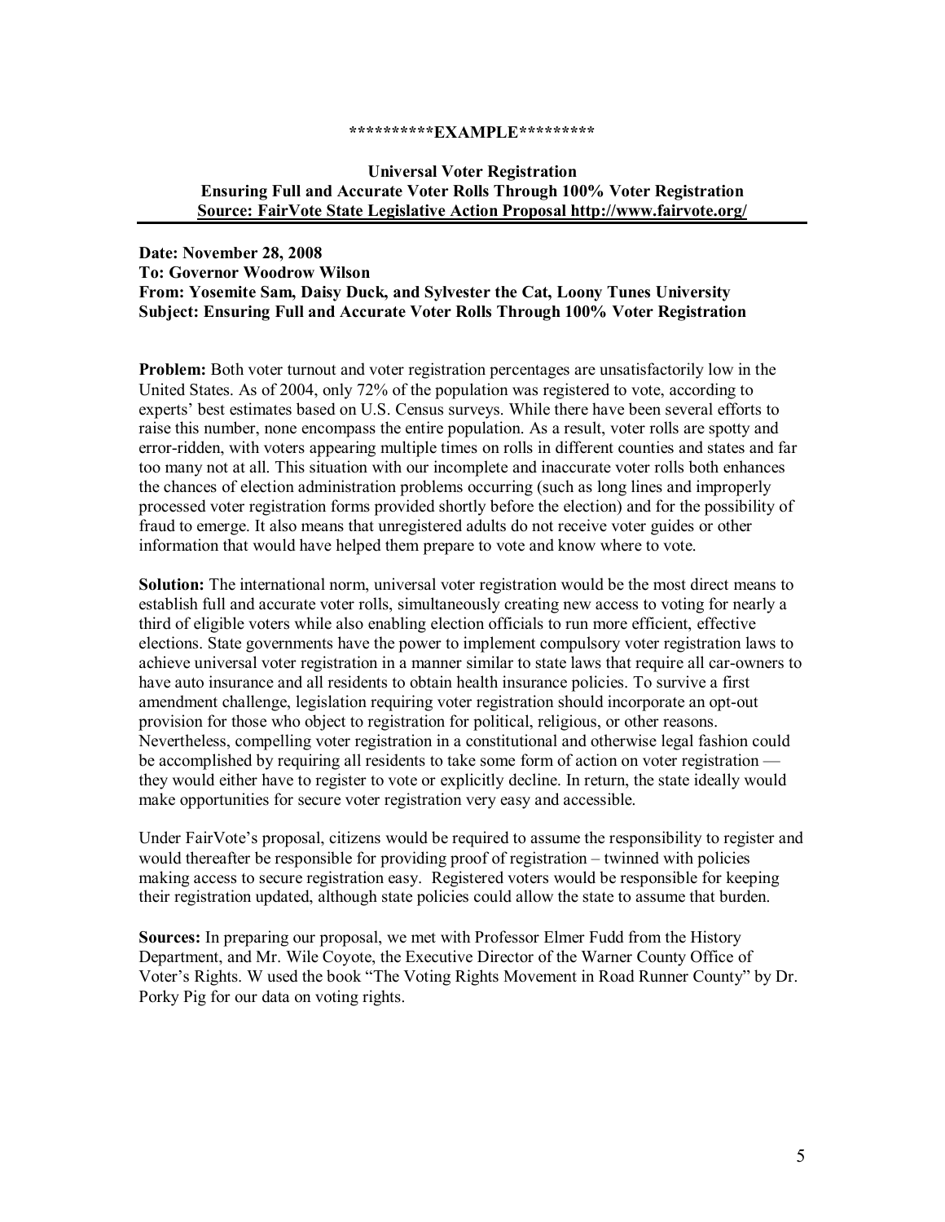**\*\*\*\*\*\*\*\*\*\*EXAMPLE\*\*\*\*\*\*\*\*\***

**Universal Voter Registration**
**Ensuring Full and Accurate Voter Rolls Through 100% Voter Registration**
**Source: FairVote State Legislative Action Proposal http://www.fairvote.org/**

---

**Date: November 28, 2008**
**To: Governor Woodrow Wilson**
**From: Yosemite Sam, Daisy Duck, and Sylvester the Cat, Loony Tunes University**
**Subject: Ensuring Full and Accurate Voter Rolls Through 100% Voter Registration**

**Problem:** Both voter turnout and voter registration percentages are unsatisfactorily low in the United States. As of 2004, only 72% of the population was registered to vote, according to experts' best estimates based on U.S. Census surveys. While there have been several efforts to raise this number, none encompass the entire population. As a result, voter rolls are spotty and error-ridden, with voters appearing multiple times on rolls in different counties and states and far too many not at all. This situation with our incomplete and inaccurate voter rolls both enhances the chances of election administration problems occurring (such as long lines and improperly processed voter registration forms provided shortly before the election) and for the possibility of fraud to emerge. It also means that unregistered adults do not receive voter guides or other information that would have helped them prepare to vote and know where to vote.

**Solution:** The international norm, universal voter registration would be the most direct means to establish full and accurate voter rolls, simultaneously creating new access to voting for nearly a third of eligible voters while also enabling election officials to run more efficient, effective elections. State governments have the power to implement compulsory voter registration laws to achieve universal voter registration in a manner similar to state laws that require all car-owners to have auto insurance and all residents to obtain health insurance policies. To survive a first amendment challenge, legislation requiring voter registration should incorporate an opt-out provision for those who object to registration for political, religious, or other reasons. Nevertheless, compelling voter registration in a constitutional and otherwise legal fashion could be accomplished by requiring all residents to take some form of action on voter registration — they would either have to register to vote or explicitly decline. In return, the state ideally would make opportunities for secure voter registration very easy and accessible.

Under FairVote's proposal, citizens would be required to assume the responsibility to register and would thereafter be responsible for providing proof of registration – twinned with policies making access to secure registration easy. Registered voters would be responsible for keeping their registration updated, although state policies could allow the state to assume that burden.

**Sources:** In preparing our proposal, we met with Professor Elmer Fudd from the History Department, and Mr. Wile Coyote, the Executive Director of the Warner County Office of Voter's Rights. W used the book "The Voting Rights Movement in Road Runner County" by Dr. Porky Pig for our data on voting rights.